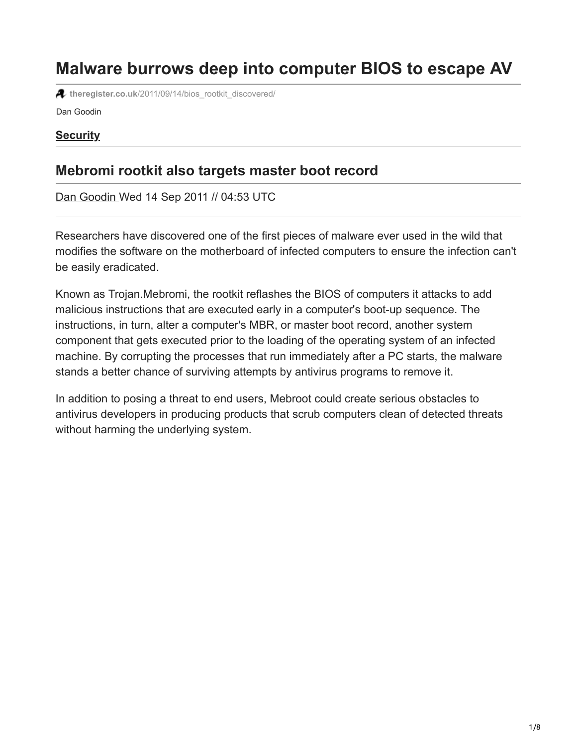# Malware burrows deep into computer BIOS to escape AV

theregister.co.uk/2011/09/14/bios_rootkit_discovered/

Dan Goodin

**Security**

## Mebromi rootkit also targets master boot record

Dan Goodin Wed 14 Sep 2011 // 04:53 UTC

Researchers have discovered one of the first pieces of malware ever used in the wild that modifies the software on the motherboard of infected computers to ensure the infection can't be easily eradicated.

Known as Trojan.Mebromi, the rootkit reflashes the BIOS of computers it attacks to add malicious instructions that are executed early in a computer's boot-up sequence. The instructions, in turn, alter a computer's MBR, or master boot record, another system component that gets executed prior to the loading of the operating system of an infected machine. By corrupting the processes that run immediately after a PC starts, the malware stands a better chance of surviving attempts by antivirus programs to remove it.

In addition to posing a threat to end users, Mebroot could create serious obstacles to antivirus developers in producing products that scrub computers clean of detected threats without harming the underlying system.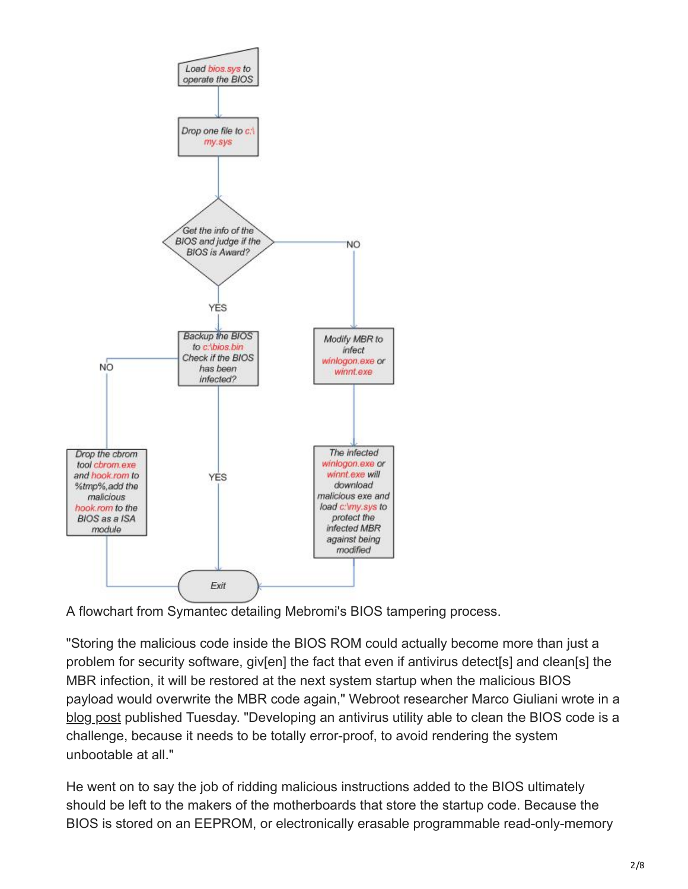A flowchart from Symantec detailing Mebromi's BIOS tampering process.

"Storing the malicious code inside the BIOS ROM could actually become more than just a problem for security software, giv[en] the fact that even if antivirus detect[s] and clean[s] the MBR infection, it will be restored at the next system startup when the malicious BIOS payload would overwrite the MBR code again," Webroot researcher Marco Giuliani wrote in a blog post published Tuesday. "Developing an antivirus utility able to clean the BIOS code is a challenge, because it needs to be totally error-proof, to avoid rendering the system unbootable at all."

He went on to say the job of ridding malicious instructions added to the BIOS ultimately should be left to the makers of the motherboards that store the startup code. Because the BIOS is stored on an EEPROM, or electronically erasable programmable read-only-memory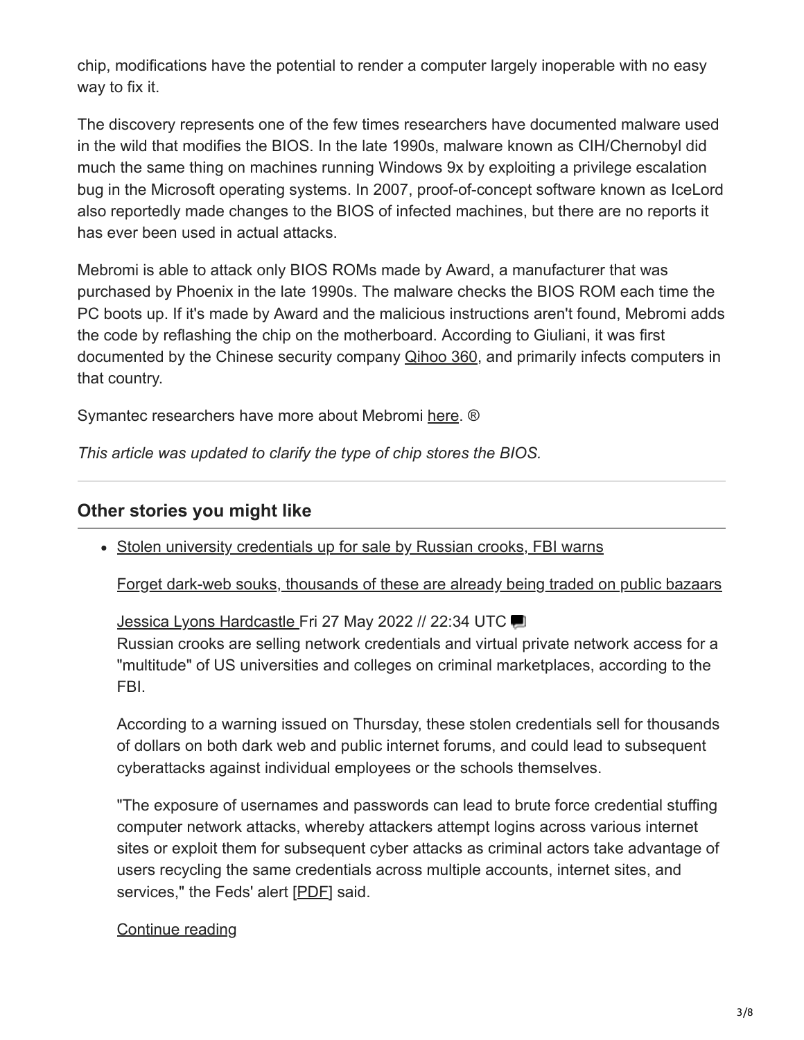chip, modifications have the potential to render a computer largely inoperable with no easy way to fix it.

The discovery represents one of the few times researchers have documented malware used in the wild that modifies the BIOS. In the late 1990s, malware known as CIH/Chernobyl did much the same thing on machines running Windows 9x by exploiting a privilege escalation bug in the Microsoft operating systems. In 2007, proof-of-concept software known as IceLord also reportedly made changes to the BIOS of infected machines, but there are no reports it has ever been used in actual attacks.

Mebromi is able to attack only BIOS ROMs made by Award, a manufacturer that was purchased by Phoenix in the late 1990s. The malware checks the BIOS ROM each time the PC boots up. If it's made by Award and the malicious instructions aren't found, Mebromi adds the code by reflashing the chip on the motherboard. According to Giuliani, it was first documented by the Chinese security company [Qihoo 360](), and primarily infects computers in that country.

Symantec researchers have more about Mebromi [here](). ®

*This article was updated to clarify the type of chip stores the BIOS.*

## Other stories you might like

- [Stolen university credentials up for sale by Russian crooks, FBI warns]()

  [Forget dark-web souks, thousands of these are already being traded on public bazaars]()

  [Jessica Lyons Hardcastle]() Fri 27 May 2022 // 22:34 UTC

  Russian crooks are selling network credentials and virtual private network access for a "multitude" of US universities and colleges on criminal marketplaces, according to the FBI.

  According to a warning issued on Thursday, these stolen credentials sell for thousands of dollars on both dark web and public internet forums, and could lead to subsequent cyberattacks against individual employees or the schools themselves.

  "The exposure of usernames and passwords can lead to brute force credential stuffing computer network attacks, whereby attackers attempt logins across various internet sites or exploit them for subsequent cyber attacks as criminal actors take advantage of users recycling the same credentials across multiple accounts, internet sites, and services," the Feds' alert [[PDF]]() said.

  [Continue reading]()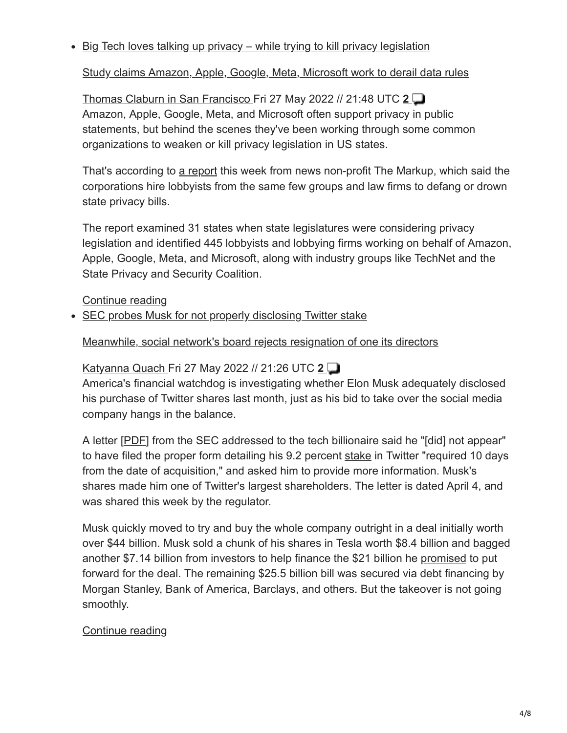- Big Tech loves talking up privacy – while trying to kill privacy legislation

  Study claims Amazon, Apple, Google, Meta, Microsoft work to derail data rules

  Thomas Claburn in San Francisco Fri 27 May 2022 // 21:48 UTC **2**
  Amazon, Apple, Google, Meta, and Microsoft often support privacy in public statements, but behind the scenes they've been working through some common organizations to weaken or kill privacy legislation in US states.

  That's according to a report this week from news non-profit The Markup, which said the corporations hire lobbyists from the same few groups and law firms to defang or drown state privacy bills.

  The report examined 31 states when state legislatures were considering privacy legislation and identified 445 lobbyists and lobbying firms working on behalf of Amazon, Apple, Google, Meta, and Microsoft, along with industry groups like TechNet and the State Privacy and Security Coalition.

  Continue reading

- SEC probes Musk for not properly disclosing Twitter stake

  Meanwhile, social network's board rejects resignation of one its directors

  Katyanna Quach Fri 27 May 2022 // 21:26 UTC **2**
  America's financial watchdog is investigating whether Elon Musk adequately disclosed his purchase of Twitter shares last month, just as his bid to take over the social media company hangs in the balance.

  A letter [PDF] from the SEC addressed to the tech billionaire said he "[did] not appear" to have filed the proper form detailing his 9.2 percent stake in Twitter "required 10 days from the date of acquisition," and asked him to provide more information. Musk's shares made him one of Twitter's largest shareholders. The letter is dated April 4, and was shared this week by the regulator.

  Musk quickly moved to try and buy the whole company outright in a deal initially worth over $44 billion. Musk sold a chunk of his shares in Tesla worth $8.4 billion and bagged another $7.14 billion from investors to help finance the $21 billion he promised to put forward for the deal. The remaining $25.5 billion bill was secured via debt financing by Morgan Stanley, Bank of America, Barclays, and others. But the takeover is not going smoothly.

  Continue reading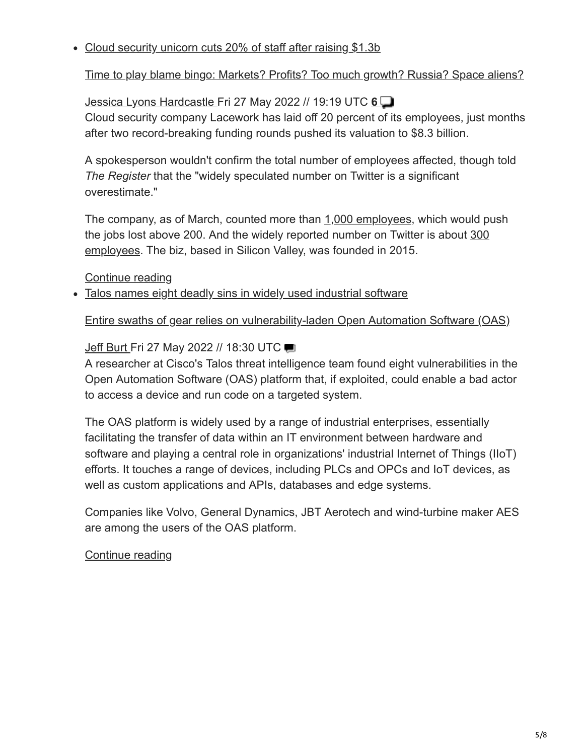- Cloud security unicorn cuts 20% of staff after raising $1.3b

  Time to play blame bingo: Markets? Profits? Too much growth? Russia? Space aliens?

  Jessica Lyons Hardcastle Fri 27 May 2022 // 19:19 UTC **6**
  Cloud security company Lacework has laid off 20 percent of its employees, just months after two record-breaking funding rounds pushed its valuation to $8.3 billion.

  A spokesperson wouldn't confirm the total number of employees affected, though told *The Register* that the "widely speculated number on Twitter is a significant overestimate."

  The company, as of March, counted more than 1,000 employees, which would push the jobs lost above 200. And the widely reported number on Twitter is about 300 employees. The biz, based in Silicon Valley, was founded in 2015.

  Continue reading

- Talos names eight deadly sins in widely used industrial software

  Entire swaths of gear relies on vulnerability-laden Open Automation Software (OAS)

  Jeff Burt Fri 27 May 2022 // 18:30 UTC
  A researcher at Cisco's Talos threat intelligence team found eight vulnerabilities in the Open Automation Software (OAS) platform that, if exploited, could enable a bad actor to access a device and run code on a targeted system.

  The OAS platform is widely used by a range of industrial enterprises, essentially facilitating the transfer of data within an IT environment between hardware and software and playing a central role in organizations' industrial Internet of Things (IIoT) efforts. It touches a range of devices, including PLCs and OPCs and IoT devices, as well as custom applications and APIs, databases and edge systems.

  Companies like Volvo, General Dynamics, JBT Aerotech and wind-turbine maker AES are among the users of the OAS platform.

  Continue reading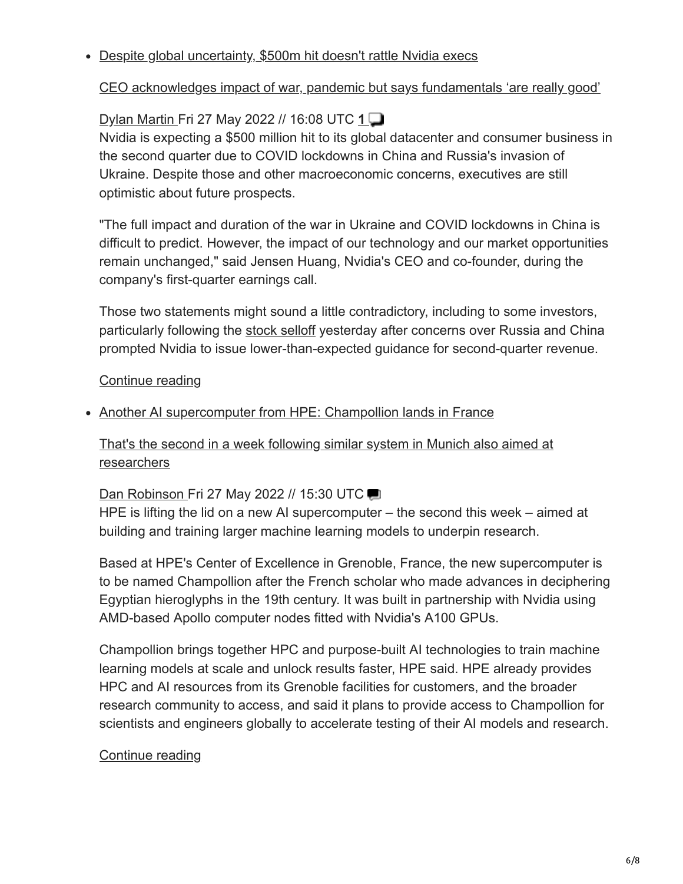- Despite global uncertainty, $500m hit doesn't rattle Nvidia execs

  CEO acknowledges impact of war, pandemic but says fundamentals 'are really good'

  Dylan Martin Fri 27 May 2022 // 16:08 UTC **1**

  Nvidia is expecting a $500 million hit to its global datacenter and consumer business in the second quarter due to COVID lockdowns in China and Russia's invasion of Ukraine. Despite those and other macroeconomic concerns, executives are still optimistic about future prospects.

  "The full impact and duration of the war in Ukraine and COVID lockdowns in China is difficult to predict. However, the impact of our technology and our market opportunities remain unchanged," said Jensen Huang, Nvidia's CEO and co-founder, during the company's first-quarter earnings call.

  Those two statements might sound a little contradictory, including to some investors, particularly following the stock selloff yesterday after concerns over Russia and China prompted Nvidia to issue lower-than-expected guidance for second-quarter revenue.

  Continue reading

- Another AI supercomputer from HPE: Champollion lands in France

  That's the second in a week following similar system in Munich also aimed at researchers

  Dan Robinson Fri 27 May 2022 // 15:30 UTC

  HPE is lifting the lid on a new AI supercomputer – the second this week – aimed at building and training larger machine learning models to underpin research.

  Based at HPE's Center of Excellence in Grenoble, France, the new supercomputer is to be named Champollion after the French scholar who made advances in deciphering Egyptian hieroglyphs in the 19th century. It was built in partnership with Nvidia using AMD-based Apollo computer nodes fitted with Nvidia's A100 GPUs.

  Champollion brings together HPC and purpose-built AI technologies to train machine learning models at scale and unlock results faster, HPE said. HPE already provides HPC and AI resources from its Grenoble facilities for customers, and the broader research community to access, and said it plans to provide access to Champollion for scientists and engineers globally to accelerate testing of their AI models and research.

  Continue reading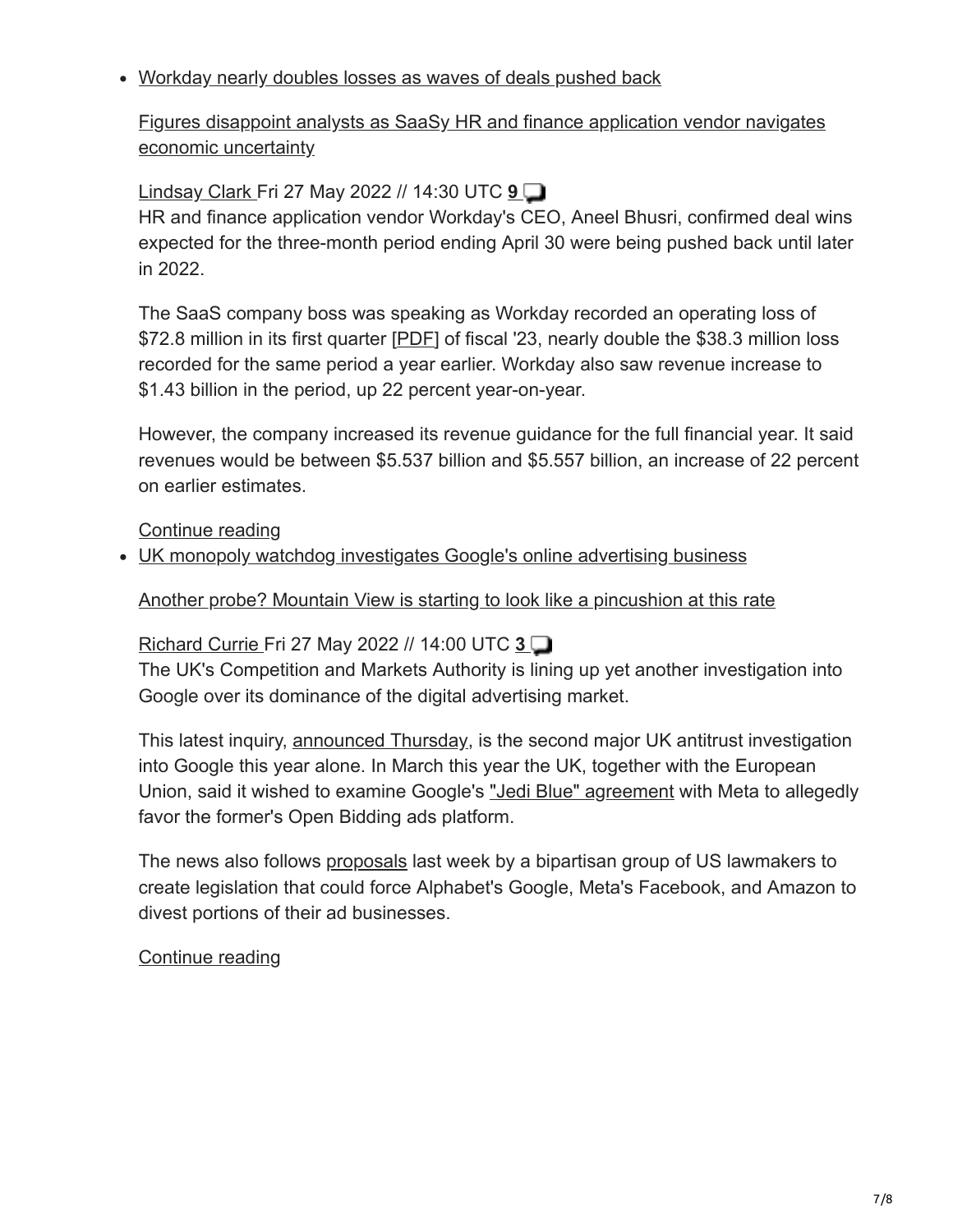- Workday nearly doubles losses as waves of deals pushed back

  Figures disappoint analysts as SaaSy HR and finance application vendor navigates economic uncertainty

  Lindsay Clark Fri 27 May 2022 // 14:30 UTC **9**

  HR and finance application vendor Workday's CEO, Aneel Bhusri, confirmed deal wins expected for the three-month period ending April 30 were being pushed back until later in 2022.

  The SaaS company boss was speaking as Workday recorded an operating loss of $72.8 million in its first quarter [PDF] of fiscal '23, nearly double the $38.3 million loss recorded for the same period a year earlier. Workday also saw revenue increase to $1.43 billion in the period, up 22 percent year-on-year.

  However, the company increased its revenue guidance for the full financial year. It said revenues would be between $5.537 billion and $5.557 billion, an increase of 22 percent on earlier estimates.

  Continue reading

- UK monopoly watchdog investigates Google's online advertising business

  Another probe? Mountain View is starting to look like a pincushion at this rate

  Richard Currie Fri 27 May 2022 // 14:00 UTC **3**

  The UK's Competition and Markets Authority is lining up yet another investigation into Google over its dominance of the digital advertising market.

  This latest inquiry, announced Thursday, is the second major UK antitrust investigation into Google this year alone. In March this year the UK, together with the European Union, said it wished to examine Google's "Jedi Blue" agreement with Meta to allegedly favor the former's Open Bidding ads platform.

  The news also follows proposals last week by a bipartisan group of US lawmakers to create legislation that could force Alphabet's Google, Meta's Facebook, and Amazon to divest portions of their ad businesses.

  Continue reading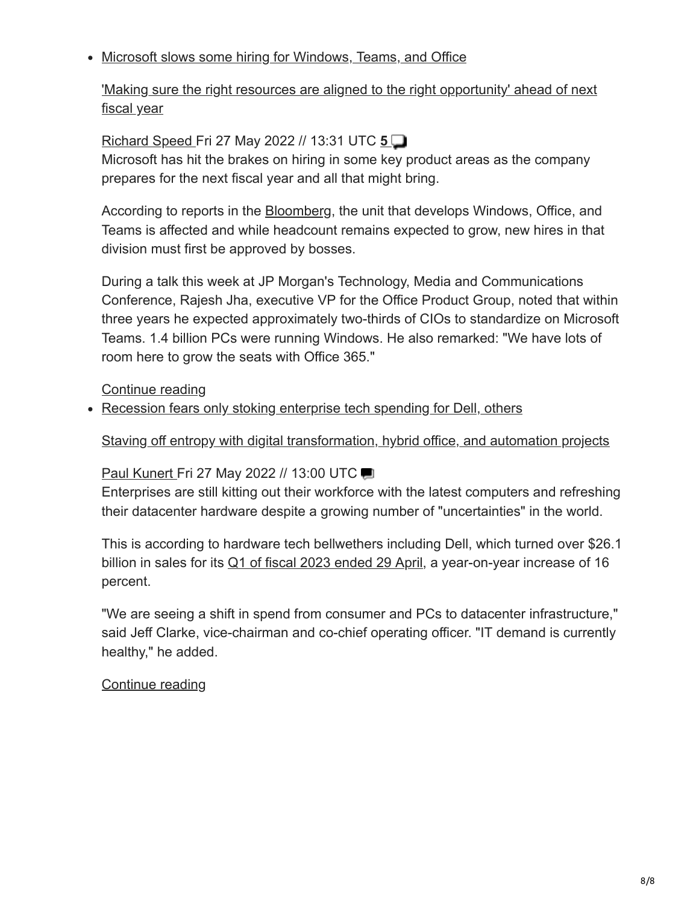- Microsoft slows some hiring for Windows, Teams, and Office

  'Making sure the right resources are aligned to the right opportunity' ahead of next fiscal year

  Richard Speed Fri 27 May 2022 // 13:31 UTC **5**

  Microsoft has hit the brakes on hiring in some key product areas as the company prepares for the next fiscal year and all that might bring.

  According to reports in the Bloomberg, the unit that develops Windows, Office, and Teams is affected and while headcount remains expected to grow, new hires in that division must first be approved by bosses.

  During a talk this week at JP Morgan's Technology, Media and Communications Conference, Rajesh Jha, executive VP for the Office Product Group, noted that within three years he expected approximately two-thirds of CIOs to standardize on Microsoft Teams. 1.4 billion PCs were running Windows. He also remarked: "We have lots of room here to grow the seats with Office 365."

  Continue reading

- Recession fears only stoking enterprise tech spending for Dell, others

  Staving off entropy with digital transformation, hybrid office, and automation projects

  Paul Kunert Fri 27 May 2022 // 13:00 UTC

  Enterprises are still kitting out their workforce with the latest computers and refreshing their datacenter hardware despite a growing number of "uncertainties" in the world.

  This is according to hardware tech bellwethers including Dell, which turned over $26.1 billion in sales for its Q1 of fiscal 2023 ended 29 April, a year-on-year increase of 16 percent.

  "We are seeing a shift in spend from consumer and PCs to datacenter infrastructure," said Jeff Clarke, vice-chairman and co-chief operating officer. "IT demand is currently healthy," he added.

  Continue reading